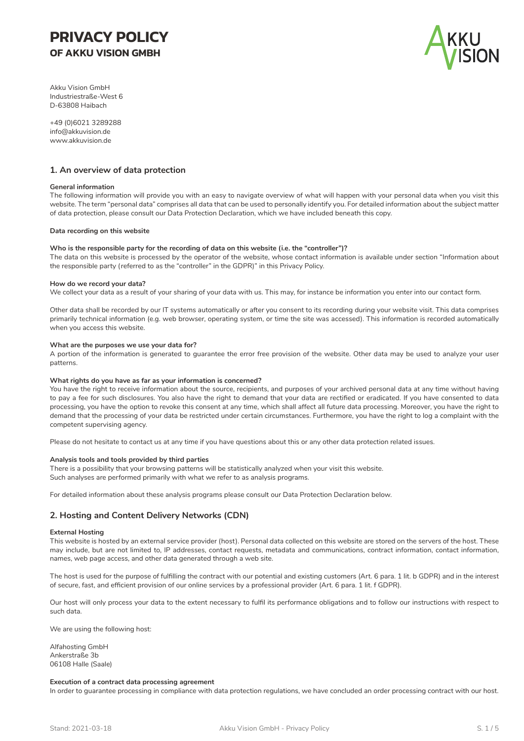# PRIVACY POLICY
## OF AKKU VISION GMBH

Akku Vision GmbH
Industriestraße-West 6
D-63808 Haibach

+49 (0)6021 3289288
info@akkuvision.de
www.akkuvision.de

## 1. An overview of data protection

**General information**
The following information will provide you with an easy to navigate overview of what will happen with your personal data when you visit this website. The term "personal data" comprises all data that can be used to personally identify you. For detailed information about the subject matter of data protection, please consult our Data Protection Declaration, which we have included beneath this copy.

**Data recording on this website**

**Who is the responsible party for the recording of data on this website (i.e. the "controller")?**
The data on this website is processed by the operator of the website, whose contact information is available under section "Information about the responsible party (referred to as the "controller" in the GDPR)" in this Privacy Policy.

**How do we record your data?**
We collect your data as a result of your sharing of your data with us. This may, for instance be information you enter into our contact form.

Other data shall be recorded by our IT systems automatically or after you consent to its recording during your website visit. This data comprises primarily technical information (e.g. web browser, operating system, or time the site was accessed). This information is recorded automatically when you access this website.

**What are the purposes we use your data for?**
A portion of the information is generated to guarantee the error free provision of the website. Other data may be used to analyze your user patterns.

**What rights do you have as far as your information is concerned?**
You have the right to receive information about the source, recipients, and purposes of your archived personal data at any time without having to pay a fee for such disclosures. You also have the right to demand that your data are rectified or eradicated. If you have consented to data processing, you have the option to revoke this consent at any time, which shall affect all future data processing. Moreover, you have the right to demand that the processing of your data be restricted under certain circumstances. Furthermore, you have the right to log a complaint with the competent supervising agency.

Please do not hesitate to contact us at any time if you have questions about this or any other data protection related issues.

**Analysis tools and tools provided by third parties**
There is a possibility that your browsing patterns will be statistically analyzed when your visit this website.
Such analyses are performed primarily with what we refer to as analysis programs.

For detailed information about these analysis programs please consult our Data Protection Declaration below.

## 2. Hosting and Content Delivery Networks (CDN)

**External Hosting**
This website is hosted by an external service provider (host). Personal data collected on this website are stored on the servers of the host. These may include, but are not limited to, IP addresses, contact requests, metadata and communications, contract information, contact information, names, web page access, and other data generated through a web site.

The host is used for the purpose of fulfilling the contract with our potential and existing customers (Art. 6 para. 1 lit. b GDPR) and in the interest of secure, fast, and efficient provision of our online services by a professional provider (Art. 6 para. 1 lit. f GDPR).

Our host will only process your data to the extent necessary to fulfil its performance obligations and to follow our instructions with respect to such data.

We are using the following host:

Alfahosting GmbH
Ankerstraße 3b
06108 Halle (Saale)

**Execution of a contract data processing agreement**
In order to guarantee processing in compliance with data protection regulations, we have concluded an order processing contract with our host.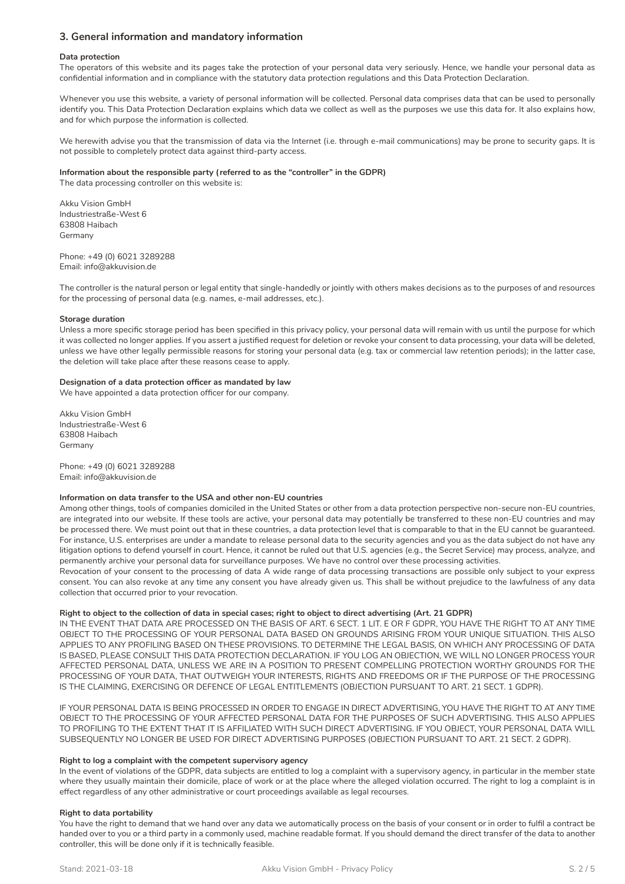## 3. General information and mandatory information

**Data protection**

The operators of this website and its pages take the protection of your personal data very seriously. Hence, we handle your personal data as confidential information and in compliance with the statutory data protection regulations and this Data Protection Declaration.

Whenever you use this website, a variety of personal information will be collected. Personal data comprises data that can be used to personally identify you. This Data Protection Declaration explains which data we collect as well as the purposes we use this data for. It also explains how, and for which purpose the information is collected.

We herewith advise you that the transmission of data via the Internet (i.e. through e-mail communications) may be prone to security gaps. It is not possible to completely protect data against third-party access.

**Information about the responsible party (referred to as the "controller" in the GDPR)**

The data processing controller on this website is:

Akku Vision GmbH
Industriestraße-West 6
63808 Haibach
Germany

Phone: +49 (0) 6021 3289288
Email: info@akkuvision.de

The controller is the natural person or legal entity that single-handedly or jointly with others makes decisions as to the purposes of and resources for the processing of personal data (e.g. names, e-mail addresses, etc.).

**Storage duration**

Unless a more specific storage period has been specified in this privacy policy, your personal data will remain with us until the purpose for which it was collected no longer applies. If you assert a justified request for deletion or revoke your consent to data processing, your data will be deleted, unless we have other legally permissible reasons for storing your personal data (e.g. tax or commercial law retention periods); in the latter case, the deletion will take place after these reasons cease to apply.

**Designation of a data protection officer as mandated by law**

We have appointed a data protection officer for our company.

Akku Vision GmbH
Industriestraße-West 6
63808 Haibach
Germany

Phone: +49 (0) 6021 3289288
Email: info@akkuvision.de

**Information on data transfer to the USA and other non-EU countries**

Among other things, tools of companies domiciled in the United States or other from a data protection perspective non-secure non-EU countries, are integrated into our website. If these tools are active, your personal data may potentially be transferred to these non-EU countries and may be processed there. We must point out that in these countries, a data protection level that is comparable to that in the EU cannot be guaranteed. For instance, U.S. enterprises are under a mandate to release personal data to the security agencies and you as the data subject do not have any litigation options to defend yourself in court. Hence, it cannot be ruled out that U.S. agencies (e.g., the Secret Service) may process, analyze, and permanently archive your personal data for surveillance purposes. We have no control over these processing activities.

Revocation of your consent to the processing of data A wide range of data processing transactions are possible only subject to your express consent. You can also revoke at any time any consent you have already given us. This shall be without prejudice to the lawfulness of any data collection that occurred prior to your revocation.

**Right to object to the collection of data in special cases; right to object to direct advertising (Art. 21 GDPR)**

IN THE EVENT THAT DATA ARE PROCESSED ON THE BASIS OF ART. 6 SECT. 1 LIT. E OR F GDPR, YOU HAVE THE RIGHT TO AT ANY TIME OBJECT TO THE PROCESSING OF YOUR PERSONAL DATA BASED ON GROUNDS ARISING FROM YOUR UNIQUE SITUATION. THIS ALSO APPLIES TO ANY PROFILING BASED ON THESE PROVISIONS. TO DETERMINE THE LEGAL BASIS, ON WHICH ANY PROCESSING OF DATA IS BASED, PLEASE CONSULT THIS DATA PROTECTION DECLARATION. IF YOU LOG AN OBJECTION, WE WILL NO LONGER PROCESS YOUR AFFECTED PERSONAL DATA, UNLESS WE ARE IN A POSITION TO PRESENT COMPELLING PROTECTION WORTHY GROUNDS FOR THE PROCESSING OF YOUR DATA, THAT OUTWEIGH YOUR INTERESTS, RIGHTS AND FREEDOMS OR IF THE PURPOSE OF THE PROCESSING IS THE CLAIMING, EXERCISING OR DEFENCE OF LEGAL ENTITLEMENTS (OBJECTION PURSUANT TO ART. 21 SECT. 1 GDPR).

IF YOUR PERSONAL DATA IS BEING PROCESSED IN ORDER TO ENGAGE IN DIRECT ADVERTISING, YOU HAVE THE RIGHT TO AT ANY TIME OBJECT TO THE PROCESSING OF YOUR AFFECTED PERSONAL DATA FOR THE PURPOSES OF SUCH ADVERTISING. THIS ALSO APPLIES TO PROFILING TO THE EXTENT THAT IT IS AFFILIATED WITH SUCH DIRECT ADVERTISING. IF YOU OBJECT, YOUR PERSONAL DATA WILL SUBSEQUENTLY NO LONGER BE USED FOR DIRECT ADVERTISING PURPOSES (OBJECTION PURSUANT TO ART. 21 SECT. 2 GDPR).

**Right to log a complaint with the competent supervisory agency**

In the event of violations of the GDPR, data subjects are entitled to log a complaint with a supervisory agency, in particular in the member state where they usually maintain their domicile, place of work or at the place where the alleged violation occurred. The right to log a complaint is in effect regardless of any other administrative or court proceedings available as legal recourses.

**Right to data portability**

You have the right to demand that we hand over any data we automatically process on the basis of your consent or in order to fulfil a contract be handed over to you or a third party in a commonly used, machine readable format. If you should demand the direct transfer of the data to another controller, this will be done only if it is technically feasible.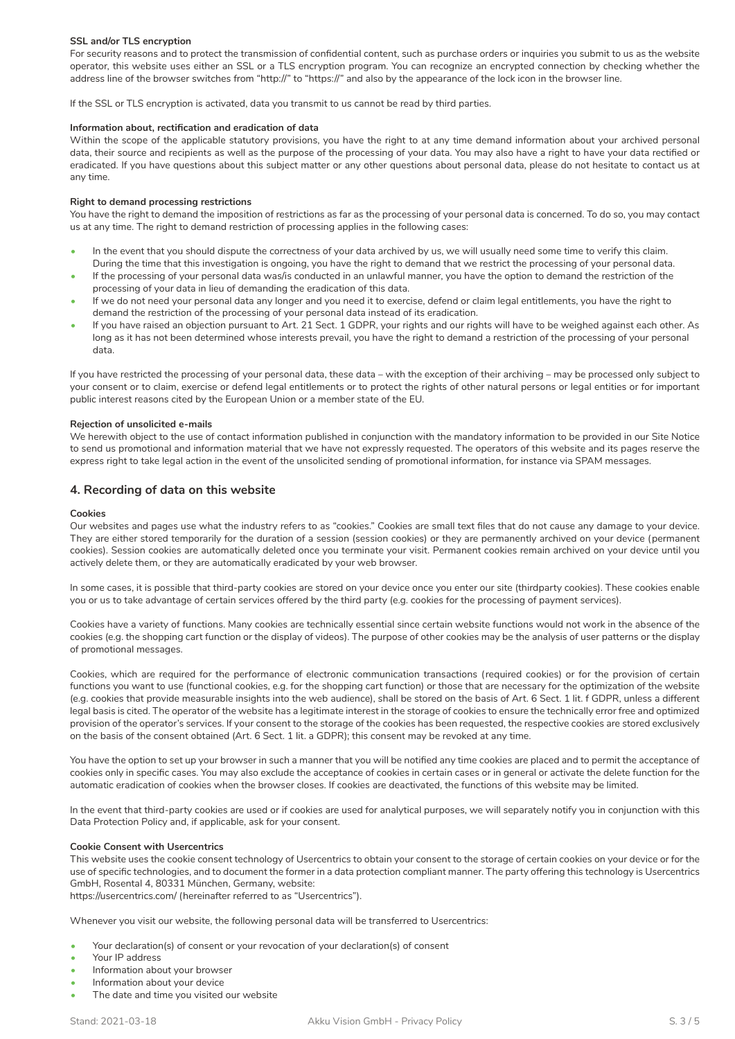**SSL and/or TLS encryption**

For security reasons and to protect the transmission of confidential content, such as purchase orders or inquiries you submit to us as the website operator, this website uses either an SSL or a TLS encryption program. You can recognize an encrypted connection by checking whether the address line of the browser switches from "http://" to "https://" and also by the appearance of the lock icon in the browser line.

If the SSL or TLS encryption is activated, data you transmit to us cannot be read by third parties.

**Information about, rectification and eradication of data**

Within the scope of the applicable statutory provisions, you have the right to at any time demand information about your archived personal data, their source and recipients as well as the purpose of the processing of your data. You may also have a right to have your data rectified or eradicated. If you have questions about this subject matter or any other questions about personal data, please do not hesitate to contact us at any time.

**Right to demand processing restrictions**

You have the right to demand the imposition of restrictions as far as the processing of your personal data is concerned. To do so, you may contact us at any time. The right to demand restriction of processing applies in the following cases:

- In the event that you should dispute the correctness of your data archived by us, we will usually need some time to verify this claim. During the time that this investigation is ongoing, you have the right to demand that we restrict the processing of your personal data.
- If the processing of your personal data was/is conducted in an unlawful manner, you have the option to demand the restriction of the processing of your data in lieu of demanding the eradication of this data.
- If we do not need your personal data any longer and you need it to exercise, defend or claim legal entitlements, you have the right to demand the restriction of the processing of your personal data instead of its eradication.
- If you have raised an objection pursuant to Art. 21 Sect. 1 GDPR, your rights and our rights will have to be weighed against each other. As long as it has not been determined whose interests prevail, you have the right to demand a restriction of the processing of your personal data.

If you have restricted the processing of your personal data, these data – with the exception of their archiving – may be processed only subject to your consent or to claim, exercise or defend legal entitlements or to protect the rights of other natural persons or legal entities or for important public interest reasons cited by the European Union or a member state of the EU.

**Rejection of unsolicited e-mails**

We herewith object to the use of contact information published in conjunction with the mandatory information to be provided in our Site Notice to send us promotional and information material that we have not expressly requested. The operators of this website and its pages reserve the express right to take legal action in the event of the unsolicited sending of promotional information, for instance via SPAM messages.

## 4. Recording of data on this website

**Cookies**

Our websites and pages use what the industry refers to as "cookies." Cookies are small text files that do not cause any damage to your device. They are either stored temporarily for the duration of a session (session cookies) or they are permanently archived on your device (permanent cookies). Session cookies are automatically deleted once you terminate your visit. Permanent cookies remain archived on your device until you actively delete them, or they are automatically eradicated by your web browser.

In some cases, it is possible that third-party cookies are stored on your device once you enter our site (thirdparty cookies). These cookies enable you or us to take advantage of certain services offered by the third party (e.g. cookies for the processing of payment services).

Cookies have a variety of functions. Many cookies are technically essential since certain website functions would not work in the absence of the cookies (e.g. the shopping cart function or the display of videos). The purpose of other cookies may be the analysis of user patterns or the display of promotional messages.

Cookies, which are required for the performance of electronic communication transactions (required cookies) or for the provision of certain functions you want to use (functional cookies, e.g. for the shopping cart function) or those that are necessary for the optimization of the website (e.g. cookies that provide measurable insights into the web audience), shall be stored on the basis of Art. 6 Sect. 1 lit. f GDPR, unless a different legal basis is cited. The operator of the website has a legitimate interest in the storage of cookies to ensure the technically error free and optimized provision of the operator's services. If your consent to the storage of the cookies has been requested, the respective cookies are stored exclusively on the basis of the consent obtained (Art. 6 Sect. 1 lit. a GDPR); this consent may be revoked at any time.

You have the option to set up your browser in such a manner that you will be notified any time cookies are placed and to permit the acceptance of cookies only in specific cases. You may also exclude the acceptance of cookies in certain cases or in general or activate the delete function for the automatic eradication of cookies when the browser closes. If cookies are deactivated, the functions of this website may be limited.

In the event that third-party cookies are used or if cookies are used for analytical purposes, we will separately notify you in conjunction with this Data Protection Policy and, if applicable, ask for your consent.

**Cookie Consent with Usercentrics**

This website uses the cookie consent technology of Usercentrics to obtain your consent to the storage of certain cookies on your device or for the use of specific technologies, and to document the former in a data protection compliant manner. The party offering this technology is Usercentrics GmbH, Rosental 4, 80331 München, Germany, website:
https://usercentrics.com/ (hereinafter referred to as "Usercentrics").

Whenever you visit our website, the following personal data will be transferred to Usercentrics:

- Your declaration(s) of consent or your revocation of your declaration(s) of consent
- Your IP address
- Information about your browser
- Information about your device
- The date and time you visited our website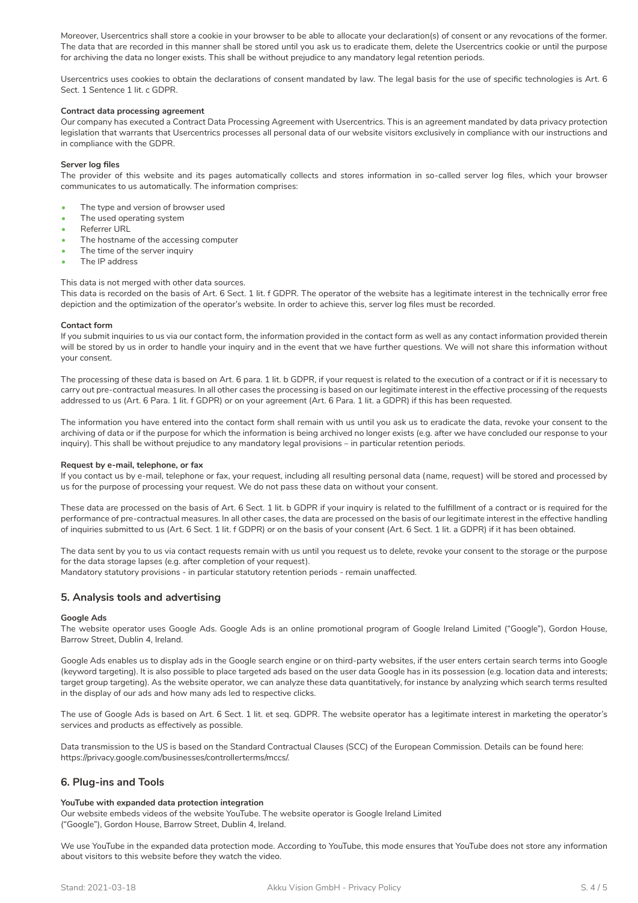Moreover, Usercentrics shall store a cookie in your browser to be able to allocate your declaration(s) of consent or any revocations of the former. The data that are recorded in this manner shall be stored until you ask us to eradicate them, delete the Usercentrics cookie or until the purpose for archiving the data no longer exists. This shall be without prejudice to any mandatory legal retention periods.

Usercentrics uses cookies to obtain the declarations of consent mandated by law. The legal basis for the use of specific technologies is Art. 6 Sect. 1 Sentence 1 lit. c GDPR.

**Contract data processing agreement**

Our company has executed a Contract Data Processing Agreement with Usercentrics. This is an agreement mandated by data privacy protection legislation that warrants that Usercentrics processes all personal data of our website visitors exclusively in compliance with our instructions and in compliance with the GDPR.

**Server log files**

The provider of this website and its pages automatically collects and stores information in so-called server log files, which your browser communicates to us automatically. The information comprises:

- The type and version of browser used
- The used operating system
- Referrer URL
- The hostname of the accessing computer
- The time of the server inquiry
- The IP address

This data is not merged with other data sources.
This data is recorded on the basis of Art. 6 Sect. 1 lit. f GDPR. The operator of the website has a legitimate interest in the technically error free depiction and the optimization of the operator's website. In order to achieve this, server log files must be recorded.

**Contact form**

If you submit inquiries to us via our contact form, the information provided in the contact form as well as any contact information provided therein will be stored by us in order to handle your inquiry and in the event that we have further questions. We will not share this information without your consent.

The processing of these data is based on Art. 6 para. 1 lit. b GDPR, if your request is related to the execution of a contract or if it is necessary to carry out pre-contractual measures. In all other cases the processing is based on our legitimate interest in the effective processing of the requests addressed to us (Art. 6 Para. 1 lit. f GDPR) or on your agreement (Art. 6 Para. 1 lit. a GDPR) if this has been requested.

The information you have entered into the contact form shall remain with us until you ask us to eradicate the data, revoke your consent to the archiving of data or if the purpose for which the information is being archived no longer exists (e.g. after we have concluded our response to your inquiry). This shall be without prejudice to any mandatory legal provisions – in particular retention periods.

**Request by e-mail, telephone, or fax**

If you contact us by e-mail, telephone or fax, your request, including all resulting personal data (name, request) will be stored and processed by us for the purpose of processing your request. We do not pass these data on without your consent.

These data are processed on the basis of Art. 6 Sect. 1 lit. b GDPR if your inquiry is related to the fulfillment of a contract or is required for the performance of pre-contractual measures. In all other cases, the data are processed on the basis of our legitimate interest in the effective handling of inquiries submitted to us (Art. 6 Sect. 1 lit. f GDPR) or on the basis of your consent (Art. 6 Sect. 1 lit. a GDPR) if it has been obtained.

The data sent by you to us via contact requests remain with us until you request us to delete, revoke your consent to the storage or the purpose for the data storage lapses (e.g. after completion of your request).
Mandatory statutory provisions - in particular statutory retention periods - remain unaffected.

## 5. Analysis tools and advertising

**Google Ads**

The website operator uses Google Ads. Google Ads is an online promotional program of Google Ireland Limited ("Google"), Gordon House, Barrow Street, Dublin 4, Ireland.

Google Ads enables us to display ads in the Google search engine or on third-party websites, if the user enters certain search terms into Google (keyword targeting). It is also possible to place targeted ads based on the user data Google has in its possession (e.g. location data and interests; target group targeting). As the website operator, we can analyze these data quantitatively, for instance by analyzing which search terms resulted in the display of our ads and how many ads led to respective clicks.

The use of Google Ads is based on Art. 6 Sect. 1 lit. et seq. GDPR. The website operator has a legitimate interest in marketing the operator's services and products as effectively as possible.

Data transmission to the US is based on the Standard Contractual Clauses (SCC) of the European Commission. Details can be found here: https://privacy.google.com/businesses/controllerterms/mccs/.

## 6. Plug-ins and Tools

**YouTube with expanded data protection integration**

Our website embeds videos of the website YouTube. The website operator is Google Ireland Limited ("Google"), Gordon House, Barrow Street, Dublin 4, Ireland.

We use YouTube in the expanded data protection mode. According to YouTube, this mode ensures that YouTube does not store any information about visitors to this website before they watch the video.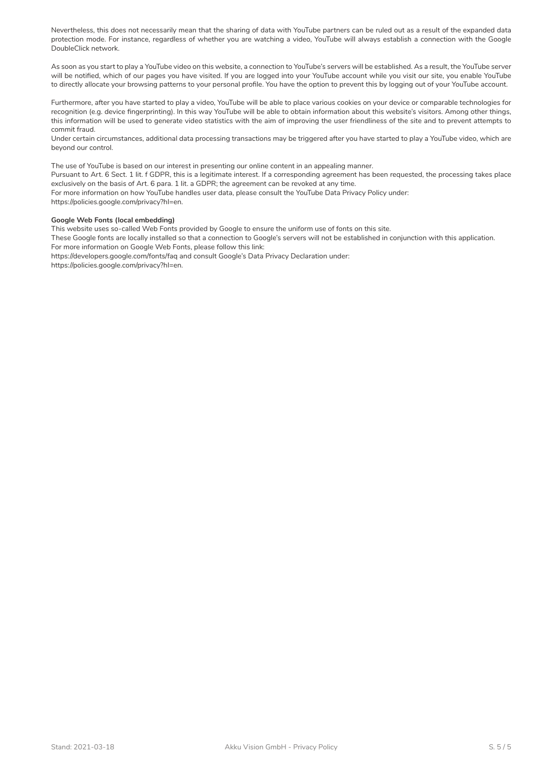Nevertheless, this does not necessarily mean that the sharing of data with YouTube partners can be ruled out as a result of the expanded data protection mode. For instance, regardless of whether you are watching a video, YouTube will always establish a connection with the Google DoubleClick network.

As soon as you start to play a YouTube video on this website, a connection to YouTube's servers will be established. As a result, the YouTube server will be notified, which of our pages you have visited. If you are logged into your YouTube account while you visit our site, you enable YouTube to directly allocate your browsing patterns to your personal profile. You have the option to prevent this by logging out of your YouTube account.

Furthermore, after you have started to play a video, YouTube will be able to place various cookies on your device or comparable technologies for recognition (e.g. device fingerprinting). In this way YouTube will be able to obtain information about this website's visitors. Among other things, this information will be used to generate video statistics with the aim of improving the user friendliness of the site and to prevent attempts to commit fraud.
Under certain circumstances, additional data processing transactions may be triggered after you have started to play a YouTube video, which are beyond our control.

The use of YouTube is based on our interest in presenting our online content in an appealing manner.
Pursuant to Art. 6 Sect. 1 lit. f GDPR, this is a legitimate interest. If a corresponding agreement has been requested, the processing takes place exclusively on the basis of Art. 6 para. 1 lit. a GDPR; the agreement can be revoked at any time.
For more information on how YouTube handles user data, please consult the YouTube Data Privacy Policy under:
https://policies.google.com/privacy?hl=en.

**Google Web Fonts (local embedding)**

This website uses so-called Web Fonts provided by Google to ensure the uniform use of fonts on this site.
These Google fonts are locally installed so that a connection to Google's servers will not be established in conjunction with this application.
For more information on Google Web Fonts, please follow this link:
https://developers.google.com/fonts/faq and consult Google's Data Privacy Declaration under:
https://policies.google.com/privacy?hl=en.